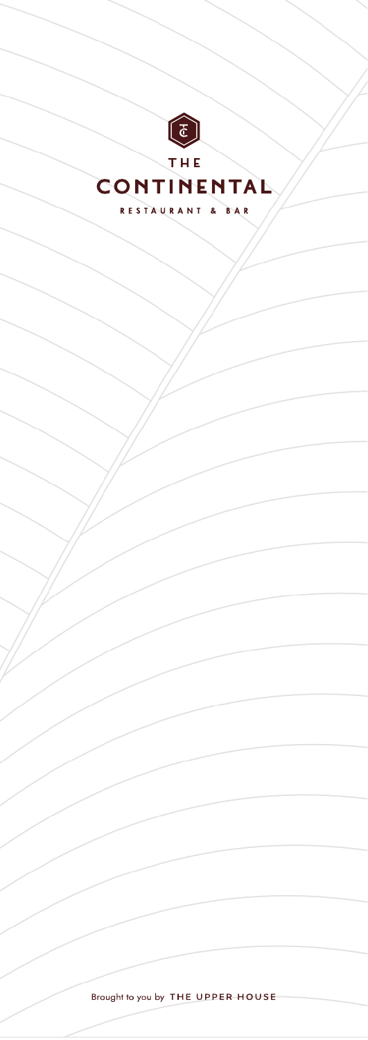# THE CONTINENTAL

RESTAURANT & BAR

Brought to you by THE UPPER HOUSE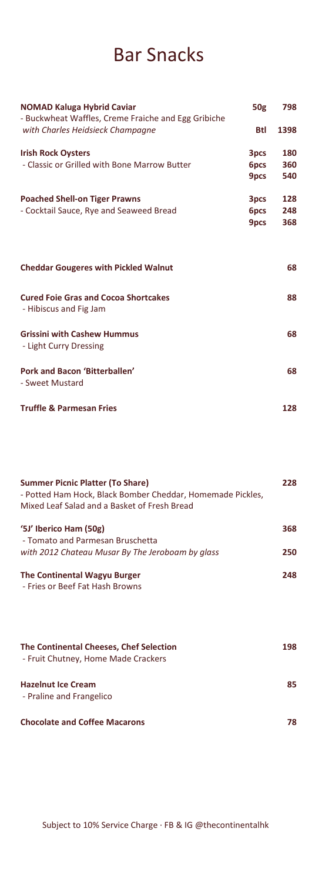# Bar Snacks

| | | |
|---|---|---|
| **NOMAD Kaluga Hybrid Caviar** | **50g** | **798** |
| - Buckwheat Waffles, Creme Fraiche and Egg Gribiche | | |
| *with Charles Heidsieck Champagne* | **Btl** | **1398** |
| **Irish Rock Oysters** | **3pcs** | **180** |
| - Classic or Grilled with Bone Marrow Butter | **6pcs** | **360** |
| | **9pcs** | **540** |
| **Poached Shell-on Tiger Prawns** | **3pcs** | **128** |
| - Cocktail Sauce, Rye and Seaweed Bread | **6pcs** | **248** |
| | **9pcs** | **368** |

| | |
|---|---|
| **Cheddar Gougeres with Pickled Walnut** | **68** |
| **Cured Foie Gras and Cocoa Shortcakes** | **88** |
| - Hibiscus and Fig Jam | |
| **Grissini with Cashew Hummus** | **68** |
| - Light Curry Dressing | |
| **Pork and Bacon 'Bitterballen'** | **68** |
| - Sweet Mustard | |
| **Truffle & Parmesan Fries** | **128** |

| | |
|---|---|
| **Summer Picnic Platter (To Share)** | **228** |
| - Potted Ham Hock, Black Bomber Cheddar, Homemade Pickles, Mixed Leaf Salad and a Basket of Fresh Bread | |
| **'5J' Iberico Ham (50g)** | **368** |
| - Tomato and Parmesan Bruschetta | |
| *with 2012 Chateau Musar By The Jeroboam by glass* | **250** |
| **The Continental Wagyu Burger** | **248** |
| - Fries or Beef Fat Hash Browns | |

| | |
|---|---|
| **The Continental Cheeses, Chef Selection** | **198** |
| - Fruit Chutney, Home Made Crackers | |
| **Hazelnut Ice Cream** | **85** |
| - Praline and Frangelico | |
| **Chocolate and Coffee Macarons** | **78** |

Subject to 10% Service Charge · FB & IG @thecontinentalhk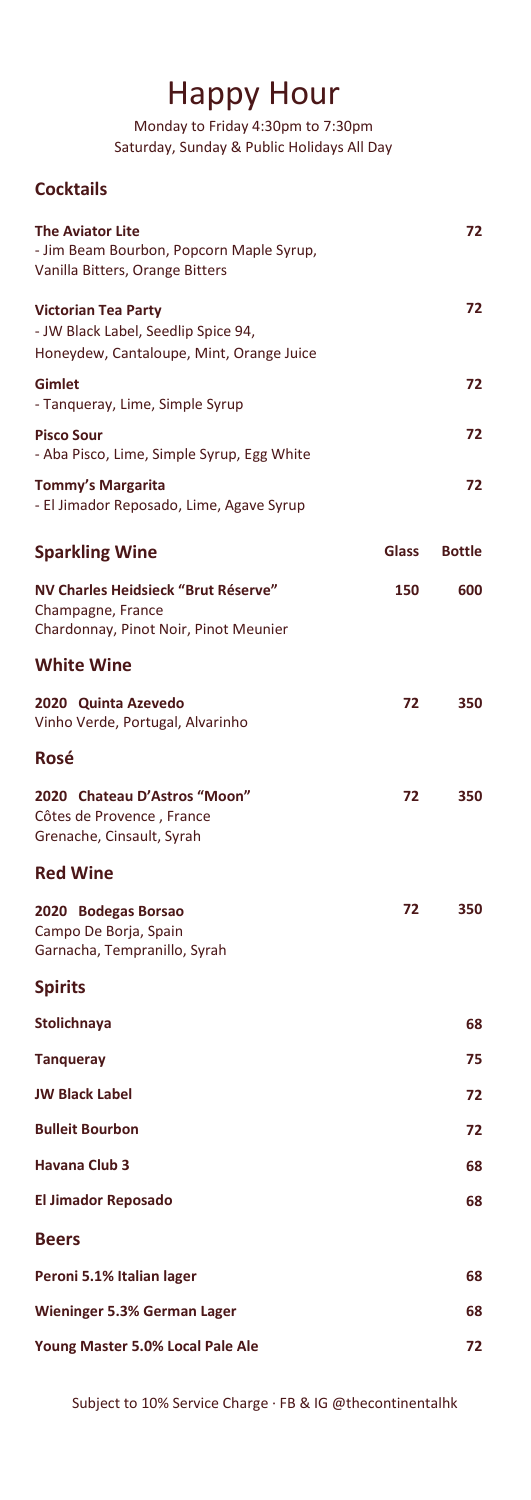# Happy Hour

Monday to Friday 4:30pm to 7:30pm
Saturday, Sunday & Public Holidays All Day

## Cocktails

| | |
|---|---|
| **The Aviator Lite**<br>- Jim Beam Bourbon, Popcorn Maple Syrup, Vanilla Bitters, Orange Bitters | 72 |
| **Victorian Tea Party**<br>- JW Black Label, Seedlip Spice 94, Honeydew, Cantaloupe, Mint, Orange Juice | 72 |
| **Gimlet**<br>- Tanqueray, Lime, Simple Syrup | 72 |
| **Pisco Sour**<br>- Aba Pisco, Lime, Simple Syrup, Egg White | 72 |
| **Tommy's Margarita**<br>- El Jimador Reposado, Lime, Agave Syrup | 72 |

## Sparkling Wine

| | Glass | Bottle |
|---|---|---|
| **NV Charles Heidsieck "Brut Réserve"**<br>Champagne, France<br>Chardonnay, Pinot Noir, Pinot Meunier | 150 | 600 |

## White Wine

| | Glass | Bottle |
|---|---|---|
| **2020 Quinta Azevedo**<br>Vinho Verde, Portugal, Alvarinho | 72 | 350 |

## Rosé

| | Glass | Bottle |
|---|---|---|
| **2020 Chateau D'Astros "Moon"**<br>Côtes de Provence , France<br>Grenache, Cinsault, Syrah | 72 | 350 |

## Red Wine

| | Glass | Bottle |
|---|---|---|
| **2020 Bodegas Borsao**<br>Campo De Borja, Spain<br>Garnacha, Tempranillo, Syrah | 72 | 350 |

## Spirits

| | |
|---|---|
| **Stolichnaya** | 68 |
| **Tanqueray** | 75 |
| **JW Black Label** | 72 |
| **Bulleit Bourbon** | 72 |
| **Havana Club 3** | 68 |
| **El Jimador Reposado** | 68 |

## Beers

| | |
|---|---|
| **Peroni 5.1% Italian lager** | 68 |
| **Wieninger 5.3% German Lager** | 68 |
| **Young Master 5.0% Local Pale Ale** | 72 |

Subject to 10% Service Charge · FB & IG @thecontinentalhk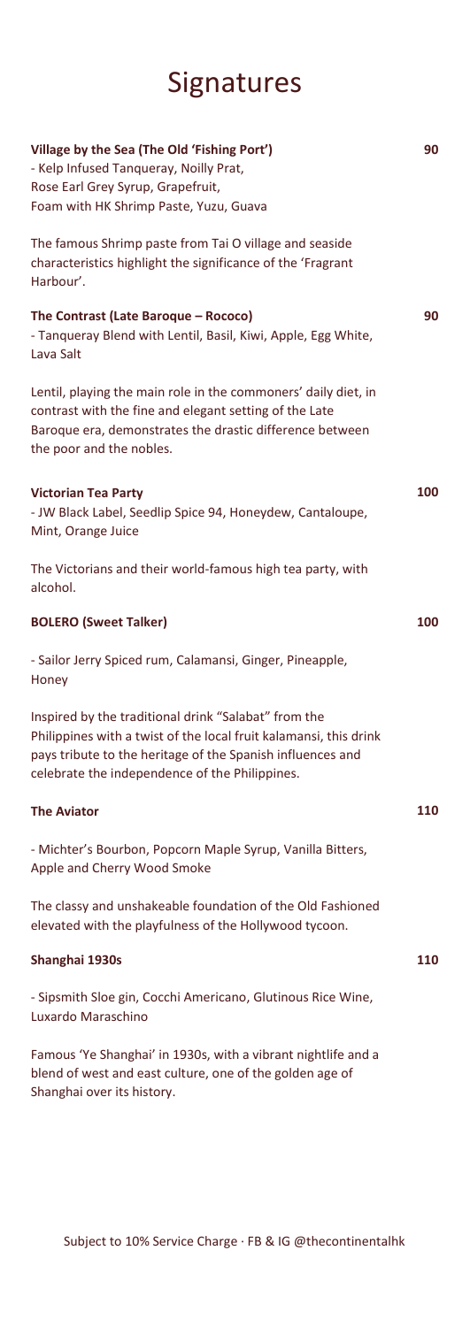# Signatures

**Village by the Sea (The Old 'Fishing Port')** 90

- Kelp Infused Tanqueray, Noilly Prat, Rose Earl Grey Syrup, Grapefruit, Foam with HK Shrimp Paste, Yuzu, Guava

The famous Shrimp paste from Tai O village and seaside characteristics highlight the significance of the 'Fragrant Harbour'.

**The Contrast (Late Baroque – Rococo)** 90

- Tanqueray Blend with Lentil, Basil, Kiwi, Apple, Egg White, Lava Salt

Lentil, playing the main role in the commoners' daily diet, in contrast with the fine and elegant setting of the Late Baroque era, demonstrates the drastic difference between the poor and the nobles.

**Victorian Tea Party** 100

- JW Black Label, Seedlip Spice 94, Honeydew, Cantaloupe, Mint, Orange Juice

The Victorians and their world-famous high tea party, with alcohol.

**BOLERO (Sweet Talker)** 100

- Sailor Jerry Spiced rum, Calamansi, Ginger, Pineapple, Honey

Inspired by the traditional drink "Salabat" from the Philippines with a twist of the local fruit kalamansi, this drink pays tribute to the heritage of the Spanish influences and celebrate the independence of the Philippines.

**The Aviator** 110

- Michter's Bourbon, Popcorn Maple Syrup, Vanilla Bitters, Apple and Cherry Wood Smoke

The classy and unshakeable foundation of the Old Fashioned elevated with the playfulness of the Hollywood tycoon.

**Shanghai 1930s** 110

- Sipsmith Sloe gin, Cocchi Americano, Glutinous Rice Wine, Luxardo Maraschino

Famous 'Ye Shanghai' in 1930s, with a vibrant nightlife and a blend of west and east culture, one of the golden age of Shanghai over its history.

Subject to 10% Service Charge · FB & IG @thecontinentalhk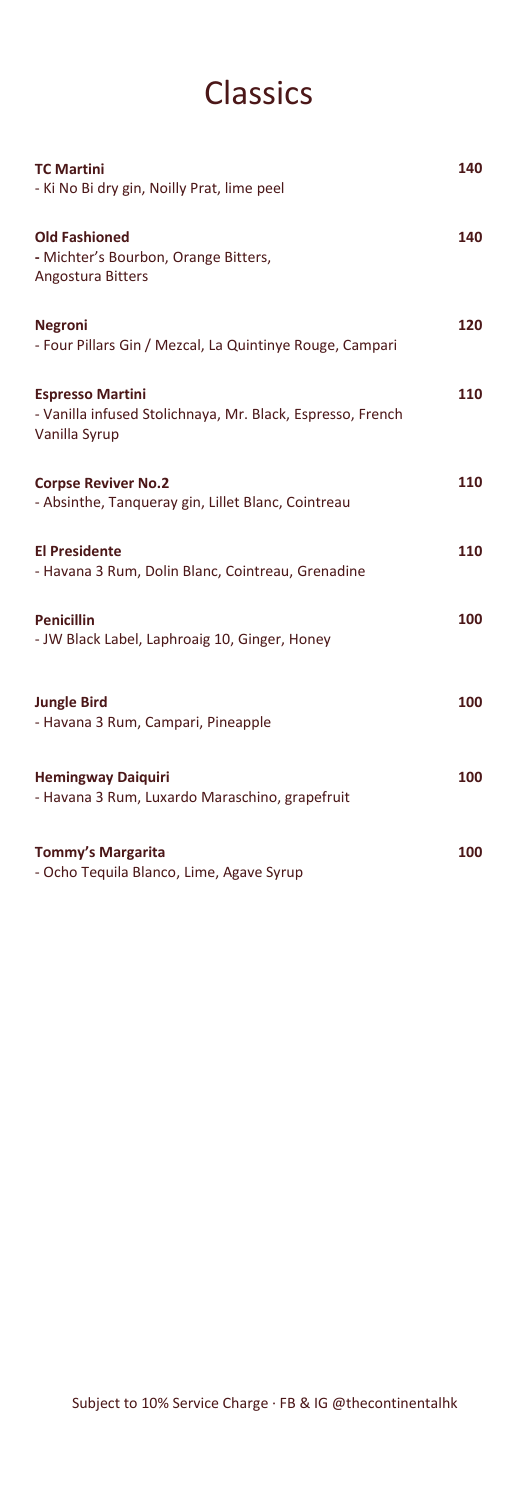# Classics

**TC Martini** **140**
- Ki No Bi dry gin, Noilly Prat, lime peel

**Old Fashioned** **140**
- Michter's Bourbon, Orange Bitters, Angostura Bitters

**Negroni** **120**
- Four Pillars Gin / Mezcal, La Quintinye Rouge, Campari

**Espresso Martini** **110**
- Vanilla infused Stolichnaya, Mr. Black, Espresso, French Vanilla Syrup

**Corpse Reviver No.2** **110**
- Absinthe, Tanqueray gin, Lillet Blanc, Cointreau

**El Presidente** **110**
- Havana 3 Rum, Dolin Blanc, Cointreau, Grenadine

**Penicillin** **100**
- JW Black Label, Laphroaig 10, Ginger, Honey

**Jungle Bird** **100**
- Havana 3 Rum, Campari, Pineapple

**Hemingway Daiquiri** **100**
- Havana 3 Rum, Luxardo Maraschino, grapefruit

**Tommy's Margarita** **100**
- Ocho Tequila Blanco, Lime, Agave Syrup

Subject to 10% Service Charge · FB & IG @thecontinentalhk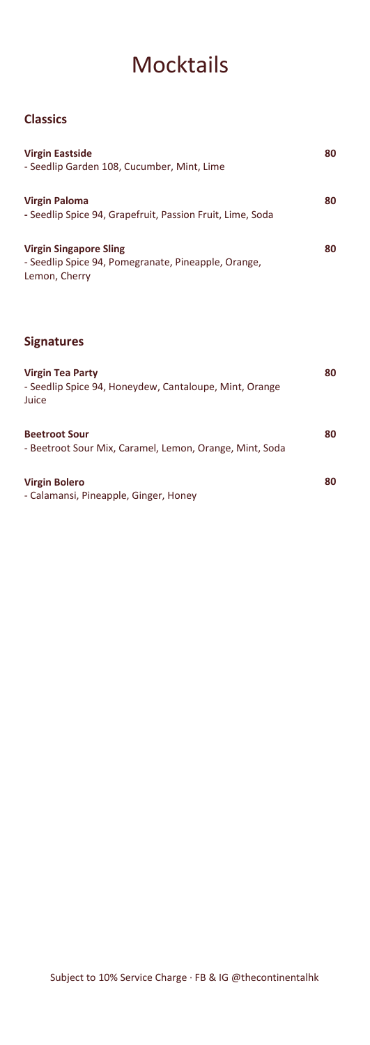# Mocktails

## Classics

**Virgin Eastside** **80**
- Seedlip Garden 108, Cucumber, Mint, Lime

**Virgin Paloma** **80**
- Seedlip Spice 94, Grapefruit, Passion Fruit, Lime, Soda

**Virgin Singapore Sling** **80**
- Seedlip Spice 94, Pomegranate, Pineapple, Orange, Lemon, Cherry

## Signatures

**Virgin Tea Party** **80**
- Seedlip Spice 94, Honeydew, Cantaloupe, Mint, Orange Juice

**Beetroot Sour** **80**
- Beetroot Sour Mix, Caramel, Lemon, Orange, Mint, Soda

**Virgin Bolero** **80**
- Calamansi, Pineapple, Ginger, Honey

Subject to 10% Service Charge · FB & IG @thecontinentalhk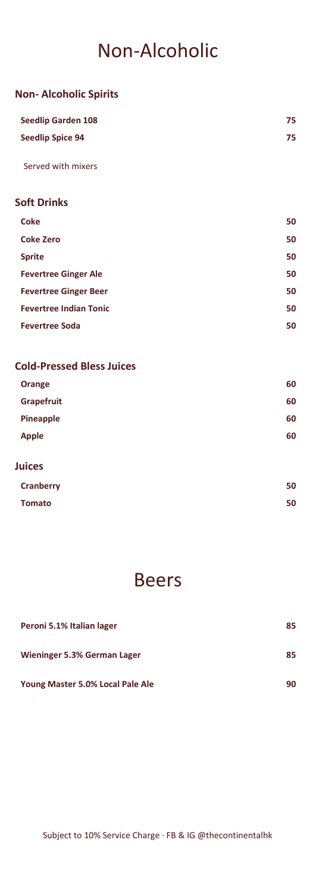# Non-Alcoholic

## Non- Alcoholic Spirits

| | |
|---|---|
| **Seedlip Garden 108** | **75** |
| **Seedlip Spice 94** | **75** |

Served with mixers

## Soft Drinks

| | |
|---|---|
| **Coke** | **50** |
| **Coke Zero** | **50** |
| **Sprite** | **50** |
| **Fevertree Ginger Ale** | **50** |
| **Fevertree Ginger Beer** | **50** |
| **Fevertree Indian Tonic** | **50** |
| **Fevertree Soda** | **50** |

## Cold-Pressed Bless Juices

| | |
|---|---|
| **Orange** | **60** |
| **Grapefruit** | **60** |
| **Pineapple** | **60** |
| **Apple** | **60** |

## Juices

| | |
|---|---|
| **Cranberry** | **50** |
| **Tomato** | **50** |

# Beers

| | |
|---|---|
| **Peroni 5.1% Italian lager** | **85** |
| **Wieninger 5.3% German Lager** | **85** |
| **Young Master 5.0% Local Pale Ale** | **90** |

Subject to 10% Service Charge · FB & IG @thecontinentalhk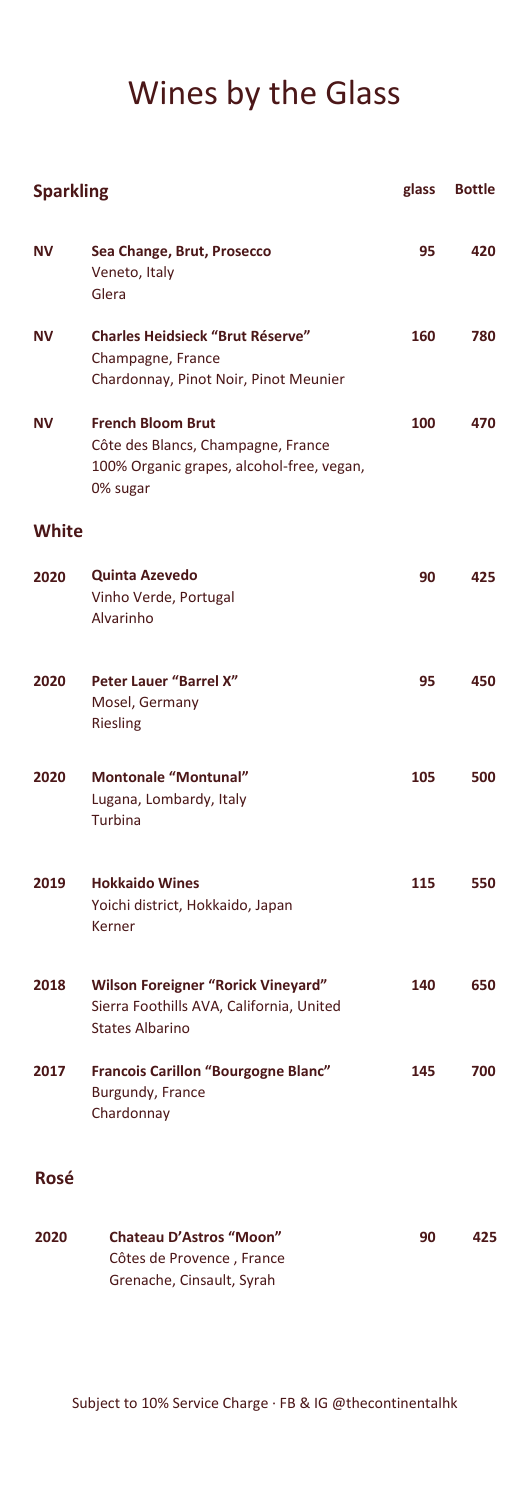# Wines by the Glass

| Sparkling | | glass | Bottle |
|---|---|---|---|
| NV | **Sea Change, Brut, Prosecco**<br>Veneto, Italy<br>Glera | 95 | 420 |
| NV | **Charles Heidsieck "Brut Réserve"**<br>Champagne, France<br>Chardonnay, Pinot Noir, Pinot Meunier | 160 | 780 |
| NV | **French Bloom Brut**<br>Côte des Blancs, Champagne, France<br>100% Organic grapes, alcohol-free, vegan, 0% sugar | 100 | 470 |
| **White** | | | |
| 2020 | **Quinta Azevedo**<br>Vinho Verde, Portugal<br>Alvarinho | 90 | 425 |
| 2020 | **Peter Lauer "Barrel X"**<br>Mosel, Germany<br>Riesling | 95 | 450 |
| 2020 | **Montonale "Montunal"**<br>Lugana, Lombardy, Italy<br>Turbina | 105 | 500 |
| 2019 | **Hokkaido Wines**<br>Yoichi district, Hokkaido, Japan<br>Kerner | 115 | 550 |
| 2018 | **Wilson Foreigner "Rorick Vineyard"**<br>Sierra Foothills AVA, California, United States Albarino | 140 | 650 |
| 2017 | **Francois Carillon "Bourgogne Blanc"**<br>Burgundy, France<br>Chardonnay | 145 | 700 |
| **Rosé** | | | |
| 2020 | **Chateau D'Astros "Moon"**<br>Côtes de Provence , France<br>Grenache, Cinsault, Syrah | 90 | 425 |

Subject to 10% Service Charge · FB & IG @thecontinentalhk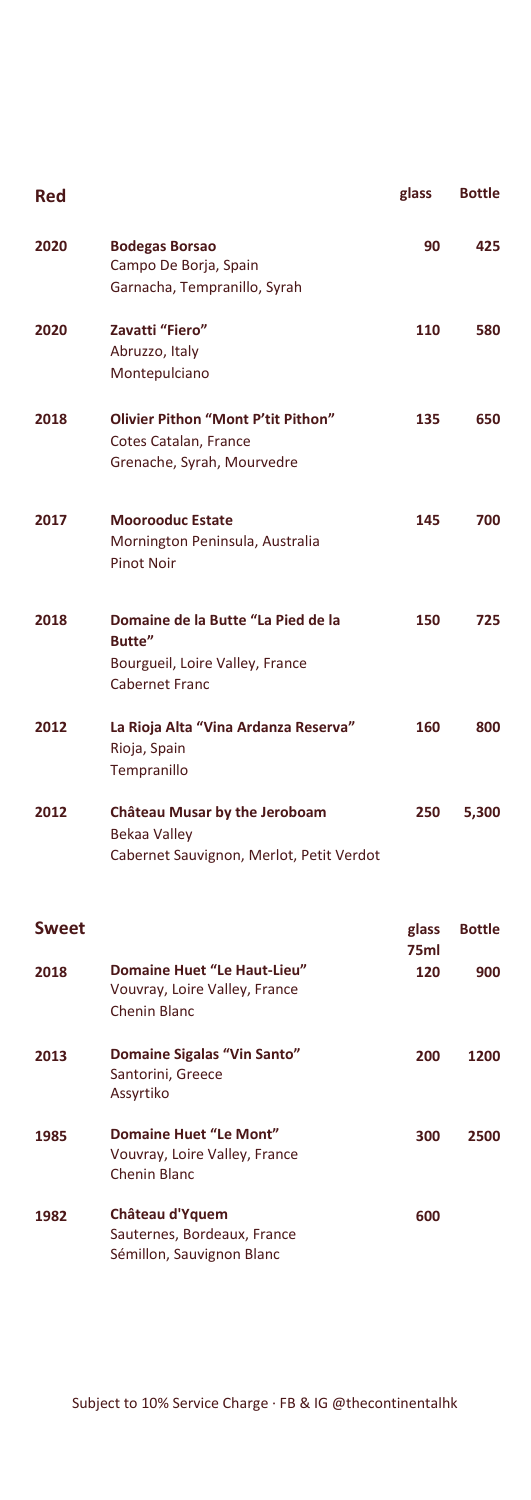| Red | | glass | Bottle |
|---|---|---|---|
| 2020 | **Bodegas Borsao**<br>Campo De Borja, Spain<br>Garnacha, Tempranillo, Syrah | 90 | 425 |
| 2020 | **Zavatti "Fiero"**<br>Abruzzo, Italy<br>Montepulciano | 110 | 580 |
| 2018 | **Olivier Pithon "Mont P'tit Pithon"**<br>Cotes Catalan, France<br>Grenache, Syrah, Mourvedre | 135 | 650 |
| 2017 | **Moorooduc Estate**<br>Mornington Peninsula, Australia<br>Pinot Noir | 145 | 700 |
| 2018 | **Domaine de la Butte "La Pied de la Butte"**<br>Bourgueil, Loire Valley, France<br>Cabernet Franc | 150 | 725 |
| 2012 | **La Rioja Alta "Vina Ardanza Reserva"**<br>Rioja, Spain<br>Tempranillo | 160 | 800 |
| 2012 | **Château Musar by the Jeroboam**<br>Bekaa Valley<br>Cabernet Sauvignon, Merlot, Petit Verdot | 250 | 5,300 |

| Sweet | | glass 75ml | Bottle |
|---|---|---|---|
| 2018 | **Domaine Huet "Le Haut-Lieu"**<br>Vouvray, Loire Valley, France<br>Chenin Blanc | 120 | 900 |
| 2013 | **Domaine Sigalas "Vin Santo"**<br>Santorini, Greece<br>Assyrtiko | 200 | 1200 |
| 1985 | **Domaine Huet "Le Mont"**<br>Vouvray, Loire Valley, France<br>Chenin Blanc | 300 | 2500 |
| 1982 | **Château d'Yquem**<br>Sauternes, Bordeaux, France<br>Sémillon, Sauvignon Blanc | 600 | |

Subject to 10% Service Charge · FB & IG @thecontinentalhk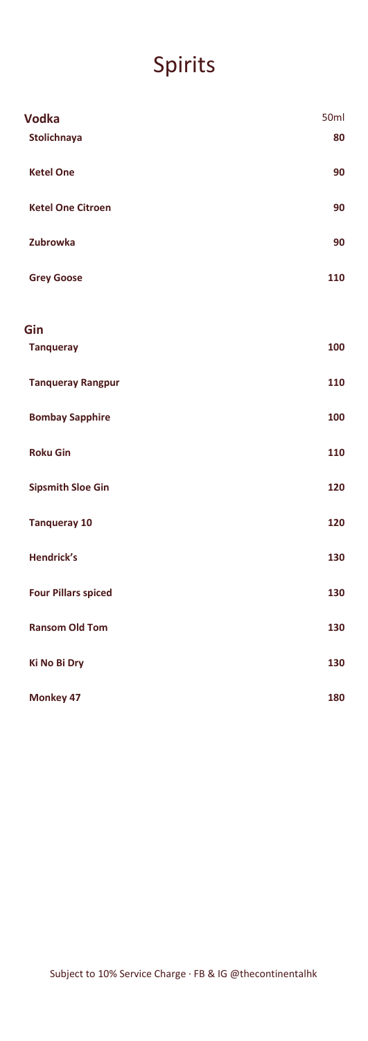# Spirits

| **Vodka** | 50ml |
|---|---|
| **Stolichnaya** | **80** |
| **Ketel One** | **90** |
| **Ketel One Citroen** | **90** |
| **Zubrowka** | **90** |
| **Grey Goose** | **110** |

| **Gin** | |
|---|---|
| **Tanqueray** | **100** |
| **Tanqueray Rangpur** | **110** |
| **Bombay Sapphire** | **100** |
| **Roku Gin** | **110** |
| **Sipsmith Sloe Gin** | **120** |
| **Tanqueray 10** | **120** |
| **Hendrick's** | **130** |
| **Four Pillars spiced** | **130** |
| **Ransom Old Tom** | **130** |
| **Ki No Bi Dry** | **130** |
| **Monkey 47** | **180** |

Subject to 10% Service Charge · FB & IG @thecontinentalhk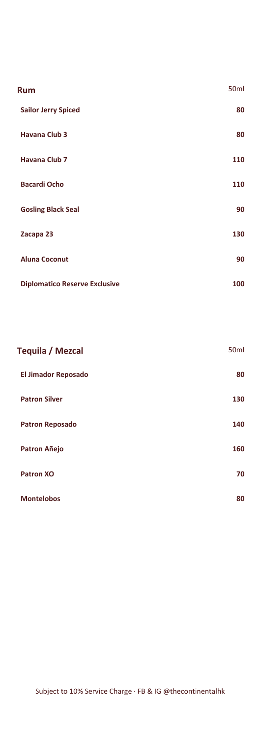| Rum | 50ml |
| --- | --- |
| **Sailor Jerry Spiced** | **80** |
| **Havana Club 3** | **80** |
| **Havana Club 7** | **110** |
| **Bacardi Ocho** | **110** |
| **Gosling Black Seal** | **90** |
| **Zacapa 23** | **130** |
| **Aluna Coconut** | **90** |
| **Diplomatico Reserve Exclusive** | **100** |

| Tequila / Mezcal | 50ml |
| --- | --- |
| **El Jimador Reposado** | **80** |
| **Patron Silver** | **130** |
| **Patron Reposado** | **140** |
| **Patron Añejo** | **160** |
| **Patron XO** | **70** |
| **Montelobos** | **80** |

Subject to 10% Service Charge · FB & IG @thecontinentalhk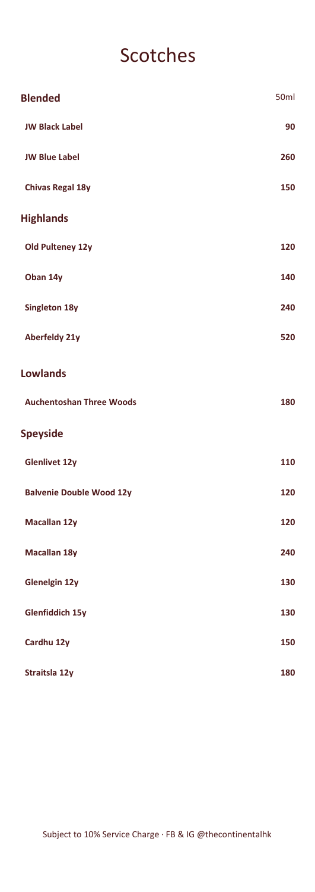# Scotches

| **Blended** | 50ml |
| --- | --- |
| **JW Black Label** | **90** |
| **JW Blue Label** | **260** |
| **Chivas Regal 18y** | **150** |
| **Highlands** | |
| **Old Pulteney 12y** | **120** |
| **Oban 14y** | **140** |
| **Singleton 18y** | **240** |
| **Aberfeldy 21y** | **520** |
| **Lowlands** | |
| **Auchentoshan Three Woods** | **180** |
| **Speyside** | |
| **Glenlivet 12y** | **110** |
| **Balvenie Double Wood 12y** | **120** |
| **Macallan 12y** | **120** |
| **Macallan 18y** | **240** |
| **Glenelgin 12y** | **130** |
| **Glenfiddich 15y** | **130** |
| **Cardhu 12y** | **150** |
| **Straitsla 12y** | **180** |

Subject to 10% Service Charge · FB & IG @thecontinentalhk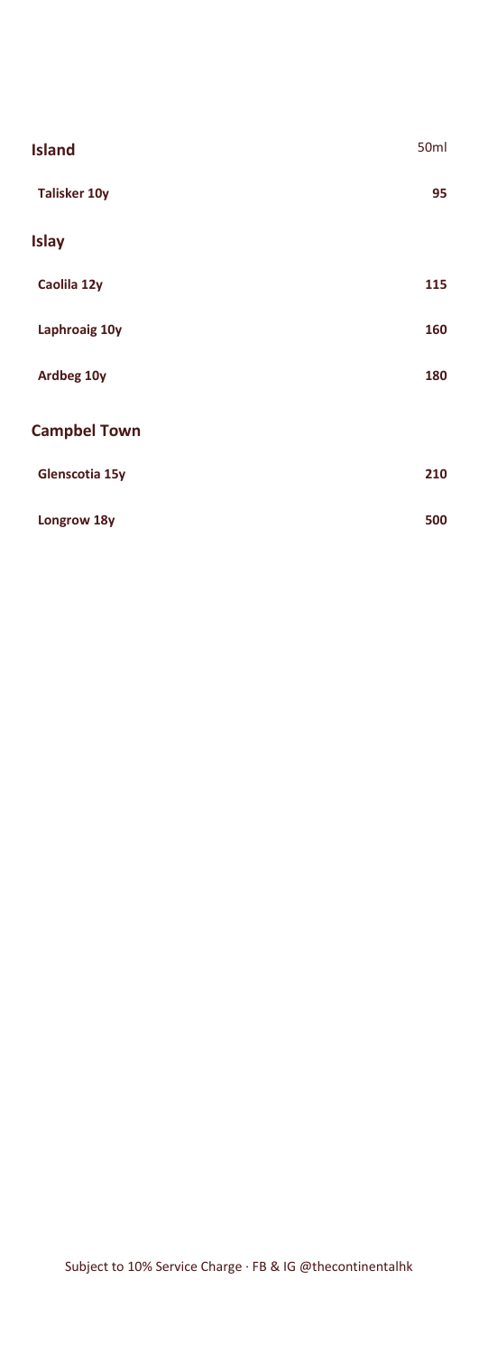| Island | 50ml |
|---|---|
| **Talisker 10y** | **95** |

## Islay

| | |
|---|---|
| **Caolila 12y** | **115** |
| **Laphroaig 10y** | **160** |
| **Ardbeg 10y** | **180** |

## Campbel Town

| | |
|---|---|
| **Glenscotia 15y** | **210** |
| **Longrow 18y** | **500** |

Subject to 10% Service Charge · FB & IG @thecontinentalhk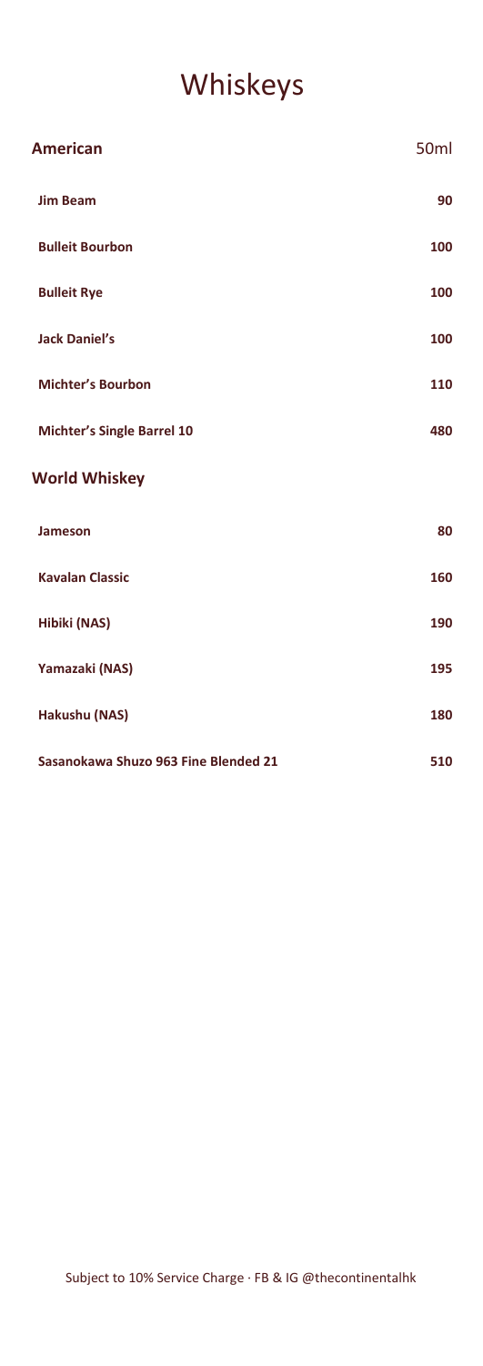# Whiskeys

| American | 50ml |
| --- | --- |
| **Jim Beam** | **90** |
| **Bulleit Bourbon** | **100** |
| **Bulleit Rye** | **100** |
| **Jack Daniel's** | **100** |
| **Michter's Bourbon** | **110** |
| **Michter's Single Barrel 10** | **480** |
| **World Whiskey** | |
| **Jameson** | **80** |
| **Kavalan Classic** | **160** |
| **Hibiki (NAS)** | **190** |
| **Yamazaki (NAS)** | **195** |
| **Hakushu (NAS)** | **180** |
| **Sasanokawa Shuzo 963 Fine Blended 21** | **510** |

Subject to 10% Service Charge · FB & IG @thecontinentalhk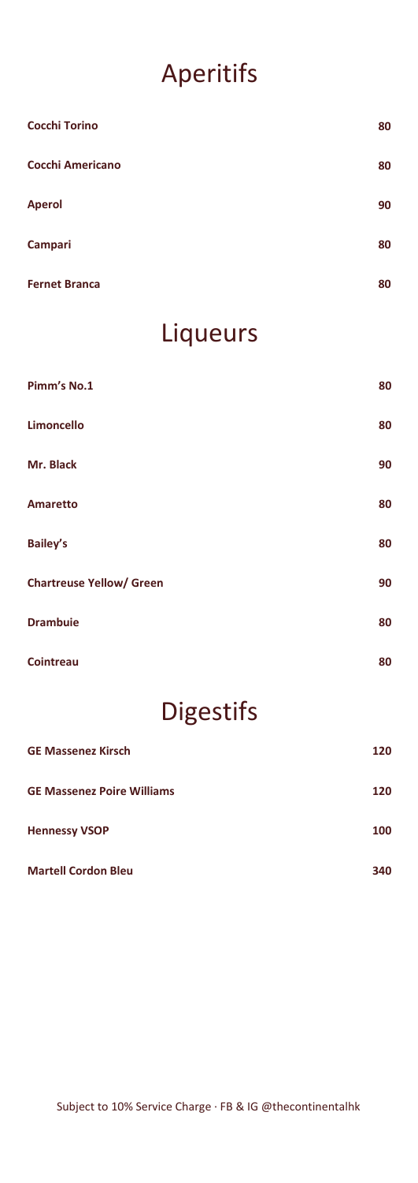# Aperitifs

| | |
|---|---|
| **Cocchi Torino** | **80** |
| **Cocchi Americano** | **80** |
| **Aperol** | **90** |
| **Campari** | **80** |
| **Fernet Branca** | **80** |

# Liqueurs

| | |
|---|---|
| **Pimm's No.1** | **80** |
| **Limoncello** | **80** |
| **Mr. Black** | **90** |
| **Amaretto** | **80** |
| **Bailey's** | **80** |
| **Chartreuse Yellow/ Green** | **90** |
| **Drambuie** | **80** |
| **Cointreau** | **80** |

# Digestifs

| | |
|---|---|
| **GE Massenez Kirsch** | **120** |
| **GE Massenez Poire Williams** | **120** |
| **Hennessy VSOP** | **100** |
| **Martell Cordon Bleu** | **340** |

Subject to 10% Service Charge · FB & IG @thecontinentalhk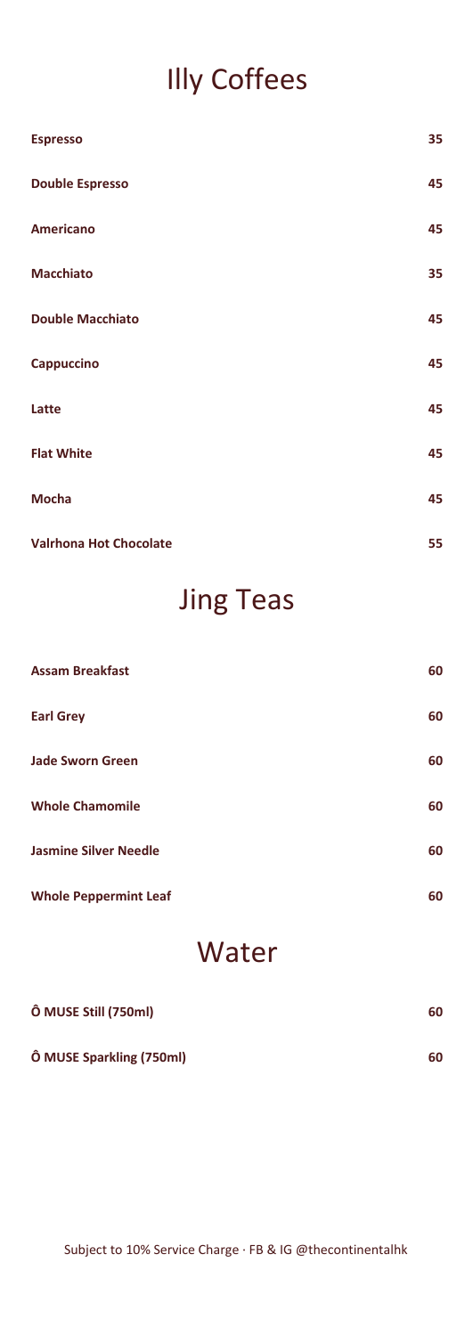# Illy Coffees

| | |
|---|---|
| **Espresso** | **35** |
| **Double Espresso** | **45** |
| **Americano** | **45** |
| **Macchiato** | **35** |
| **Double Macchiato** | **45** |
| **Cappuccino** | **45** |
| **Latte** | **45** |
| **Flat White** | **45** |
| **Mocha** | **45** |
| **Valrhona Hot Chocolate** | **55** |

# Jing Teas

| | |
|---|---|
| **Assam Breakfast** | **60** |
| **Earl Grey** | **60** |
| **Jade Sworn Green** | **60** |
| **Whole Chamomile** | **60** |
| **Jasmine Silver Needle** | **60** |
| **Whole Peppermint Leaf** | **60** |

# Water

| | |
|---|---|
| **Ô MUSE Still (750ml)** | **60** |
| **Ô MUSE Sparkling (750ml)** | **60** |

Subject to 10% Service Charge · FB & IG @thecontinentalhk